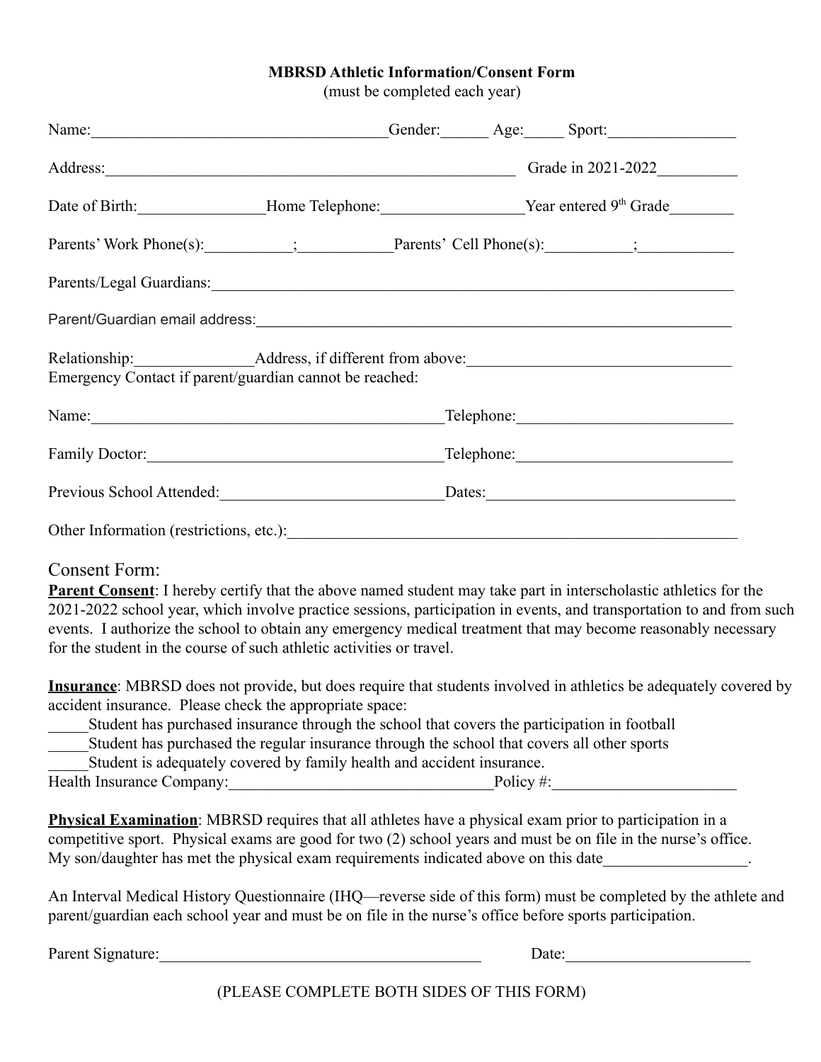**MBRSD Athletic Information/Consent Form**

(must be completed each year)

Name:\_\_\_\_\_\_\_\_\_\_\_\_\_\_\_\_\_\_\_\_\_\_\_\_\_\_\_\_\_\_\_\_\_\_\_\_Gender:\_\_\_\_\_\_ Age:\_\_\_\_\_ Sport:\_\_\_\_\_\_\_\_\_\_\_\_\_\_\_\_

Address:\_\_\_\_\_\_\_\_\_\_\_\_\_\_\_\_\_\_\_\_\_\_\_\_\_\_\_\_\_\_\_\_\_\_\_\_\_\_\_\_\_\_\_\_\_\_\_\_\_\_\_ Grade in 2021-2022\_\_\_\_\_\_\_\_\_\_

Date of Birth:\_\_\_\_\_\_\_\_\_\_\_\_\_\_\_\_Home Telephone:\_\_\_\_\_\_\_\_\_\_\_\_\_\_\_\_\_\_Year entered 9th Grade\_\_\_\_\_\_\_\_

Parents' Work Phone(s):\_\_\_\_\_\_\_\_\_\_\_;\_\_\_\_\_\_\_\_\_\_\_\_Parents' Cell Phone(s):\_\_\_\_\_\_\_\_\_\_\_;\_\_\_\_\_\_\_\_\_\_\_\_

Parents/Legal Guardians:\_\_\_\_\_\_\_\_\_\_\_\_\_\_\_\_\_\_\_\_\_\_\_\_\_\_\_\_\_\_\_\_\_\_\_\_\_\_\_\_\_\_\_\_\_\_\_\_\_\_\_\_\_\_\_\_\_\_\_\_\_\_\_\_\_

Parent/Guardian email address:\_\_\_\_\_\_\_\_\_\_\_\_\_\_\_\_\_\_\_\_\_\_\_\_\_\_\_\_\_\_\_\_\_\_\_\_\_\_\_\_\_\_\_\_\_\_\_\_\_\_\_\_\_\_\_\_\_\_\_\_

Relationship:\_\_\_\_\_\_\_\_\_\_\_\_\_\_\_Address, if different from above:\_\_\_\_\_\_\_\_\_\_\_\_\_\_\_\_\_\_\_\_\_\_\_\_\_\_\_\_\_\_\_\_\_\_

Emergency Contact if parent/guardian cannot be reached:

Name:\_\_\_\_\_\_\_\_\_\_\_\_\_\_\_\_\_\_\_\_\_\_\_\_\_\_\_\_\_\_\_\_\_\_\_\_\_\_\_\_\_\_\_\_\_\_Telephone:\_\_\_\_\_\_\_\_\_\_\_\_\_\_\_\_\_\_\_\_\_\_\_\_\_\_\_

Family Doctor:\_\_\_\_\_\_\_\_\_\_\_\_\_\_\_\_\_\_\_\_\_\_\_\_\_\_\_\_\_\_\_\_\_\_\_\_\_\_Telephone:\_\_\_\_\_\_\_\_\_\_\_\_\_\_\_\_\_\_\_\_\_\_\_\_\_\_\_

Previous School Attended:\_\_\_\_\_\_\_\_\_\_\_\_\_\_\_\_\_\_\_\_\_\_\_\_\_\_\_\_\_Dates:\_\_\_\_\_\_\_\_\_\_\_\_\_\_\_\_\_\_\_\_\_\_\_\_\_\_\_\_\_\_\_\_

Other Information (restrictions, etc.):\_\_\_\_\_\_\_\_\_\_\_\_\_\_\_\_\_\_\_\_\_\_\_\_\_\_\_\_\_\_\_\_\_\_\_\_\_\_\_\_\_\_\_\_\_\_\_\_\_\_\_\_\_\_\_\_\_\_

## Consent Form:

**Parent Consent**: I hereby certify that the above named student may take part in interscholastic athletics for the 2021-2022 school year, which involve practice sessions, participation in events, and transportation to and from such events. I authorize the school to obtain any emergency medical treatment that may become reasonably necessary for the student in the course of such athletic activities or travel.

**Insurance**: MBRSD does not provide, but does require that students involved in athletics be adequately covered by accident insurance. Please check the appropriate space:

\_\_\_\_\_Student has purchased insurance through the school that covers the participation in football

\_\_\_\_\_Student has purchased the regular insurance through the school that covers all other sports

\_\_\_\_\_Student is adequately covered by family health and accident insurance.

Health Insurance Company:\_\_\_\_\_\_\_\_\_\_\_\_\_\_\_\_\_\_\_\_\_\_\_\_\_\_\_\_\_\_\_\_\_\_Policy #:\_\_\_\_\_\_\_\_\_\_\_\_\_\_\_\_\_\_\_\_\_\_\_

**Physical Examination**: MBRSD requires that all athletes have a physical exam prior to participation in a competitive sport. Physical exams are good for two (2) school years and must be on file in the nurse's office. My son/daughter has met the physical exam requirements indicated above on this date\_\_\_\_\_\_\_\_\_\_\_\_\_\_\_\_\_\_.

An Interval Medical History Questionnaire (IHQ—reverse side of this form) must be completed by the athlete and parent/guardian each school year and must be on file in the nurse's office before sports participation.

Parent Signature:\_\_\_\_\_\_\_\_\_\_\_\_\_\_\_\_\_\_\_\_\_\_\_\_\_\_\_\_\_\_\_\_\_\_\_\_\_\_\_\_\_ Date:\_\_\_\_\_\_\_\_\_\_\_\_\_\_\_\_\_\_\_\_\_\_\_

(PLEASE COMPLETE BOTH SIDES OF THIS FORM)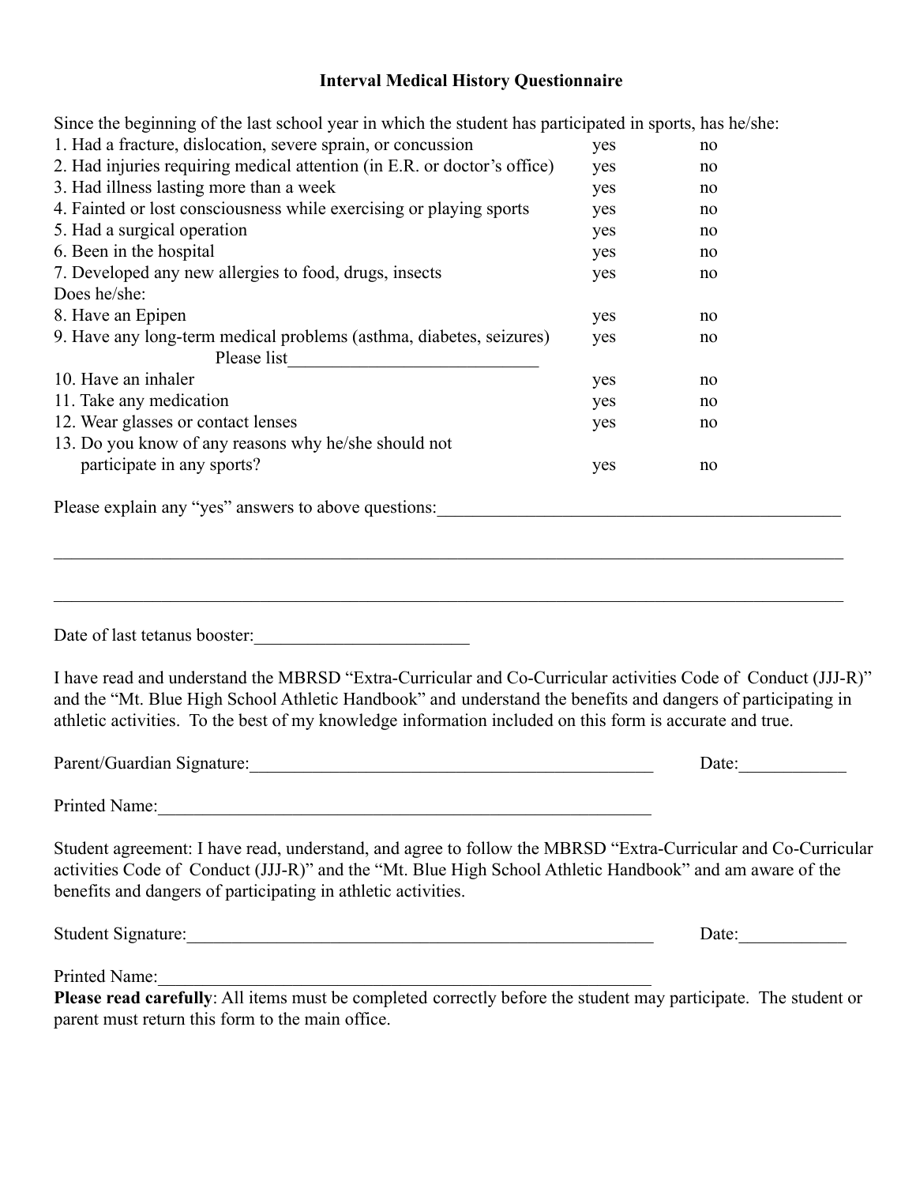# Interval Medical History Questionnaire

Since the beginning of the last school year in which the student has participated in sports, has he/she:

| | | |
|---|---|---|
| 1. Had a fracture, dislocation, severe sprain, or concussion | yes | no |
| 2. Had injuries requiring medical attention (in E.R. or doctor's office) | yes | no |
| 3. Had illness lasting more than a week | yes | no |
| 4. Fainted or lost consciousness while exercising or playing sports | yes | no |
| 5. Had a surgical operation | yes | no |
| 6. Been in the hospital | yes | no |
| 7. Developed any new allergies to food, drugs, insects | yes | no |
| Does he/she: | | |
| 8. Have an Epipen | yes | no |
| 9. Have any long-term medical problems (asthma, diabetes, seizures) Please list____________________________ | yes | no |
| 10. Have an inhaler | yes | no |
| 11. Take any medication | yes | no |
| 12. Wear glasses or contact lenses | yes | no |
| 13. Do you know of any reasons why he/she should not participate in any sports? | yes | no |

Please explain any "yes" answers to above questions:_______________________________________________

_____________________________________________________________________________________________

_____________________________________________________________________________________________

Date of last tetanus booster:_________________________

I have read and understand the MBRSD "Extra-Curricular and Co-Curricular activities Code of Conduct (JJJ-R)" and the "Mt. Blue High School Athletic Handbook" and understand the benefits and dangers of participating in athletic activities. To the best of my knowledge information included on this form is accurate and true.

Parent/Guardian Signature:_______________________________________________ Date:____________

Printed Name:__________________________________________________________

Student agreement: I have read, understand, and agree to follow the MBRSD "Extra-Curricular and Co-Curricular activities Code of Conduct (JJJ-R)" and the "Mt. Blue High School Athletic Handbook" and am aware of the benefits and dangers of participating in athletic activities.

Student Signature:______________________________________________________ Date:____________

Printed Name:__________________________________________________________

**Please read carefully**: All items must be completed correctly before the student may participate. The student or parent must return this form to the main office.